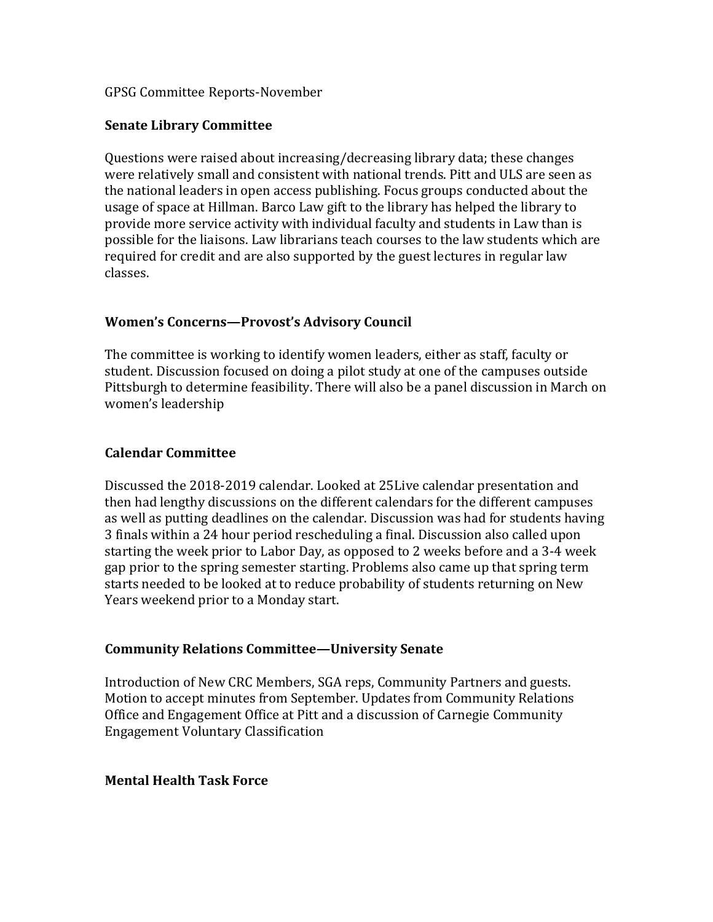GPSG Committee Reports-November

## Senate Library Committee

Questions were raised about increasing/decreasing library data; these changes were relatively small and consistent with national trends. Pitt and ULS are seen as the national leaders in open access publishing. Focus groups conducted about the usage of space at Hillman. Barco Law gift to the library has helped the library to provide more service activity with individual faculty and students in Law than is possible for the liaisons. Law librarians teach courses to the law students which are required for credit and are also supported by the guest lectures in regular law classes.

## Women's Concerns—Provost's Advisory Council

The committee is working to identify women leaders, either as staff, faculty or student. Discussion focused on doing a pilot study at one of the campuses outside Pittsburgh to determine feasibility. There will also be a panel discussion in March on women's leadership

## Calendar Committee

Discussed the 2018-2019 calendar. Looked at 25Live calendar presentation and then had lengthy discussions on the different calendars for the different campuses as well as putting deadlines on the calendar. Discussion was had for students having 3 finals within a 24 hour period rescheduling a final. Discussion also called upon starting the week prior to Labor Day, as opposed to 2 weeks before and a 3-4 week gap prior to the spring semester starting. Problems also came up that spring term starts needed to be looked at to reduce probability of students returning on New Years weekend prior to a Monday start.

## Community Relations Committee—University Senate

Introduction of New CRC Members, SGA reps, Community Partners and guests. Motion to accept minutes from September. Updates from Community Relations Office and Engagement Office at Pitt and a discussion of Carnegie Community Engagement Voluntary Classification

## Mental Health Task Force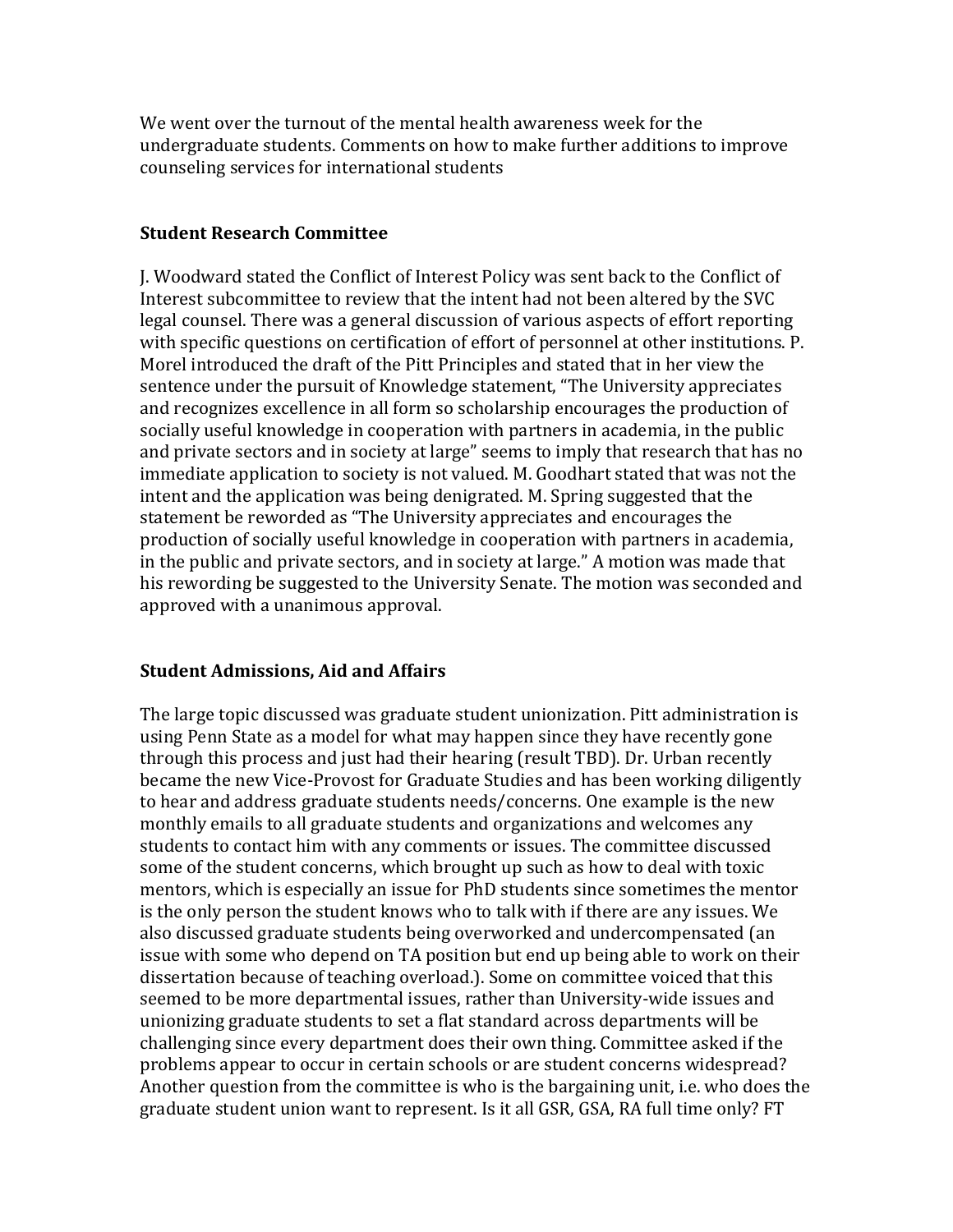We went over the turnout of the mental health awareness week for the undergraduate students. Comments on how to make further additions to improve counseling services for international students

## Student Research Committee

J. Woodward stated the Conflict of Interest Policy was sent back to the Conflict of Interest subcommittee to review that the intent had not been altered by the SVC legal counsel. There was a general discussion of various aspects of effort reporting with specific questions on certification of effort of personnel at other institutions. P. Morel introduced the draft of the Pitt Principles and stated that in her view the sentence under the pursuit of Knowledge statement, "The University appreciates and recognizes excellence in all form so scholarship encourages the production of socially useful knowledge in cooperation with partners in academia, in the public and private sectors and in society at large" seems to imply that research that has no immediate application to society is not valued. M. Goodhart stated that was not the intent and the application was being denigrated. M. Spring suggested that the statement be reworded as "The University appreciates and encourages the production of socially useful knowledge in cooperation with partners in academia, in the public and private sectors, and in society at large." A motion was made that his rewording be suggested to the University Senate. The motion was seconded and approved with a unanimous approval.

## Student Admissions, Aid and Affairs

The large topic discussed was graduate student unionization. Pitt administration is using Penn State as a model for what may happen since they have recently gone through this process and just had their hearing (result TBD). Dr. Urban recently became the new Vice-Provost for Graduate Studies and has been working diligently to hear and address graduate students needs/concerns. One example is the new monthly emails to all graduate students and organizations and welcomes any students to contact him with any comments or issues. The committee discussed some of the student concerns, which brought up such as how to deal with toxic mentors, which is especially an issue for PhD students since sometimes the mentor is the only person the student knows who to talk with if there are any issues. We also discussed graduate students being overworked and undercompensated (an issue with some who depend on TA position but end up being able to work on their dissertation because of teaching overload.). Some on committee voiced that this seemed to be more departmental issues, rather than University-wide issues and unionizing graduate students to set a flat standard across departments will be challenging since every department does their own thing. Committee asked if the problems appear to occur in certain schools or are student concerns widespread? Another question from the committee is who is the bargaining unit, i.e. who does the graduate student union want to represent. Is it all GSR, GSA, RA full time only? FT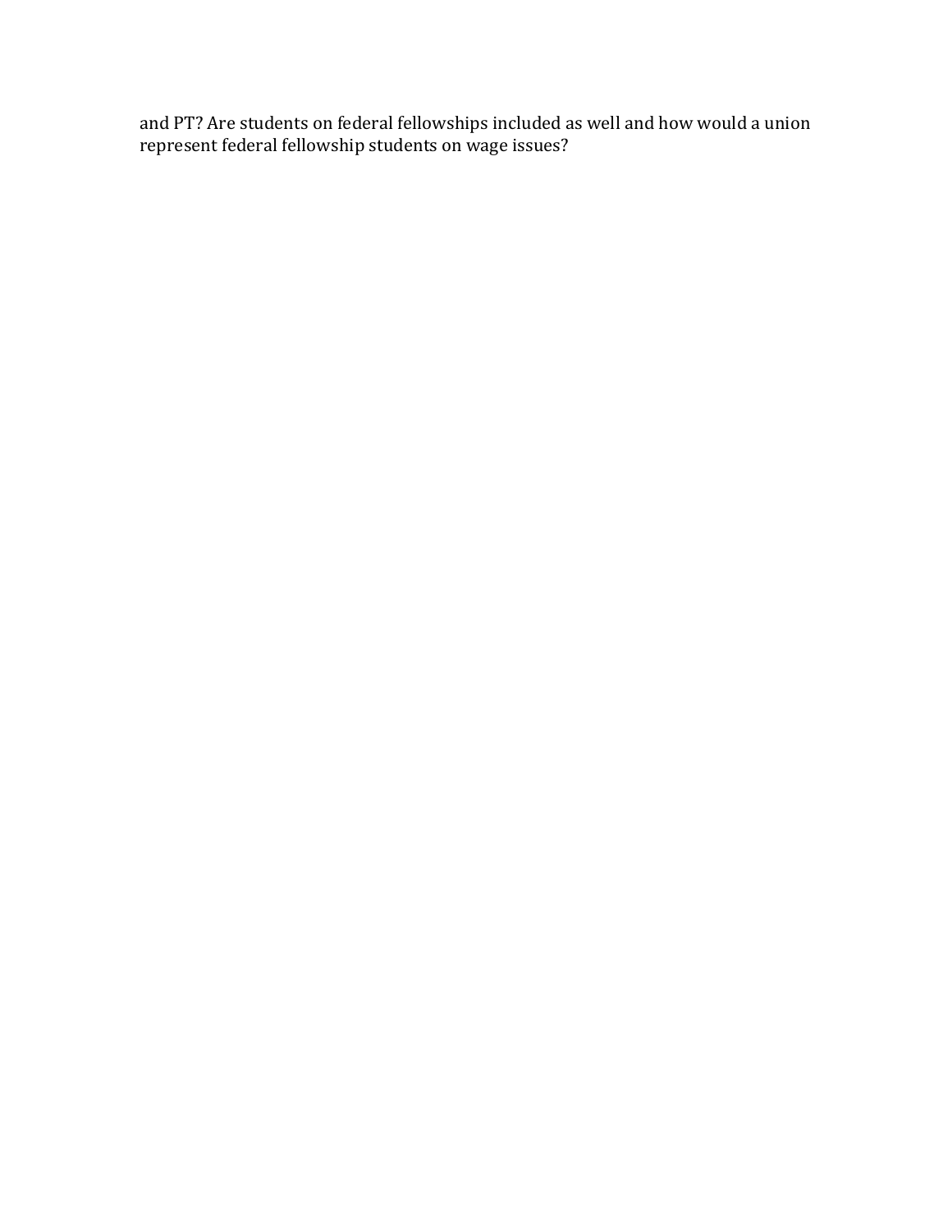and PT? Are students on federal fellowships included as well and how would a union represent federal fellowship students on wage issues?